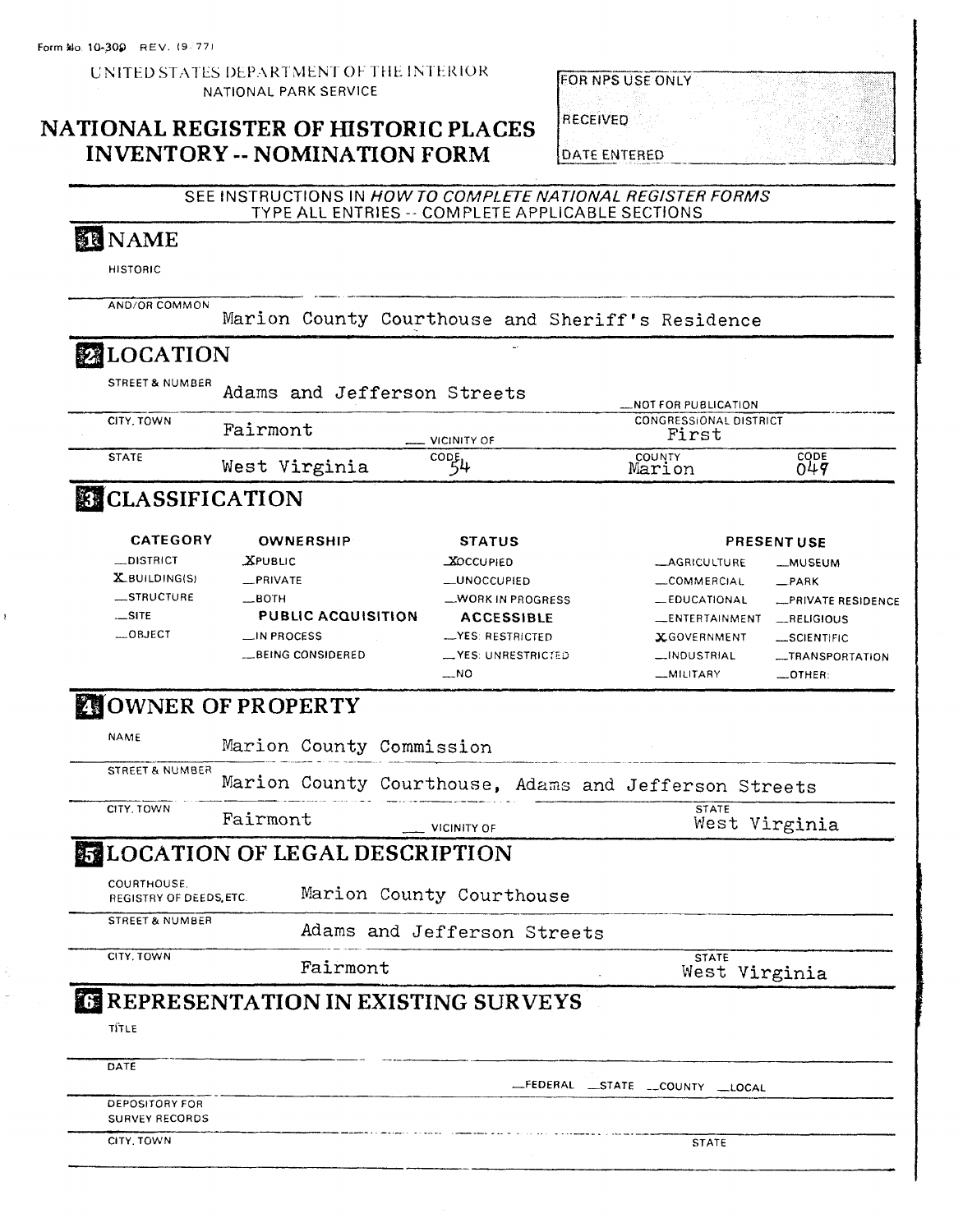Form No. 10-300 REV. (9-77)

UNITED STATES DEPARTMENT OF THE INTERIOR
NATIONAL PARK SERVICE

# NATIONAL REGISTER OF HISTORIC PLACES INVENTORY -- NOMINATION FORM

| FOR NPS USE ONLY |
|---|
| RECEIVED |
| DATE ENTERED |

SEE INSTRUCTIONS IN *HOW TO COMPLETE NATIONAL REGISTER FORMS*
TYPE ALL ENTRIES -- COMPLETE APPLICABLE SECTIONS

## 1 NAME

HISTORIC

AND/OR COMMON: Marion County Courthouse and Sheriff's Residence

## 2 LOCATION

STREET & NUMBER: Adams and Jefferson Streets

__NOT FOR PUBLICATION

CITY, TOWN: Fairmont ___ VICINITY OF

CONGRESSIONAL DISTRICT: First

STATE: West Virginia CODE: 54

COUNTY: Marion CODE: 049

## 3 CLASSIFICATION

| CATEGORY | OWNERSHIP | STATUS | PRESENT USE | |
|---|---|---|---|---|
| __DISTRICT | X PUBLIC | X OCCUPIED | __AGRICULTURE | __MUSEUM |
| X BUILDING(S) | __PRIVATE | __UNOCCUPIED | __COMMERCIAL | __PARK |
| __STRUCTURE | __BOTH | __WORK IN PROGRESS | __EDUCATIONAL | __PRIVATE RESIDENCE |
| __SITE | **PUBLIC ACQUISITION** | **ACCESSIBLE** | __ENTERTAINMENT | __RELIGIOUS |
| __OBJECT | __IN PROCESS | __YES: RESTRICTED | X GOVERNMENT | __SCIENTIFIC |
| | __BEING CONSIDERED | __YES: UNRESTRICTED | __INDUSTRIAL | __TRANSPORTATION |
| | | __NO | __MILITARY | __OTHER: |

## 4 OWNER OF PROPERTY

NAME: Marion County Commission

STREET & NUMBER: Marion County Courthouse, Adams and Jefferson Streets

CITY, TOWN: Fairmont ___ VICINITY OF

STATE: West Virginia

## 5 LOCATION OF LEGAL DESCRIPTION

COURTHOUSE, REGISTRY OF DEEDS, ETC.: Marion County Courthouse

STREET & NUMBER: Adams and Jefferson Streets

CITY, TOWN: Fairmont

STATE: West Virginia

## 6 REPRESENTATION IN EXISTING SURVEYS

TITLE

DATE

__FEDERAL __STATE __COUNTY __LOCAL

DEPOSITORY FOR SURVEY RECORDS

CITY, TOWN

STATE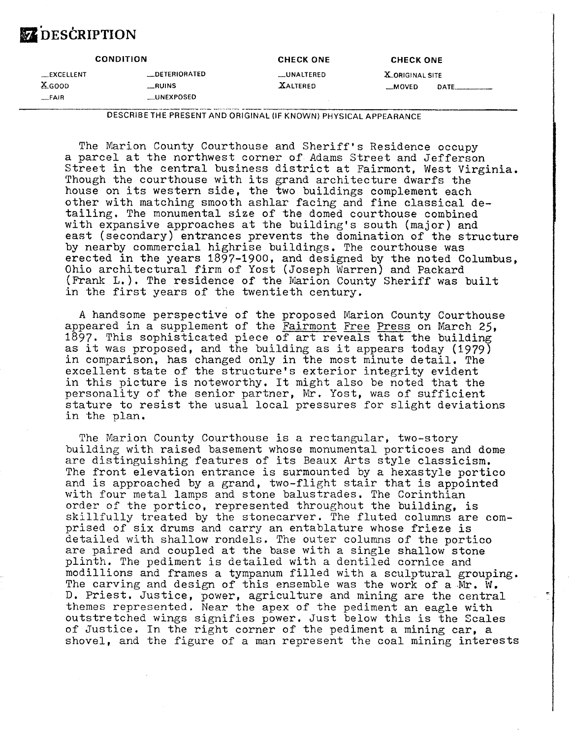# 7 DESCRIPTION

| CONDITION | | CHECK ONE | CHECK ONE |
|---|---|---|---|
| __EXCELLENT | __DETERIORATED | __UNALTERED | X ORIGINAL SITE |
| X GOOD | __RUINS | X ALTERED | __MOVED DATE______ |
| __FAIR | __UNEXPOSED | | |

DESCRIBE THE PRESENT AND ORIGINAL (IF KNOWN) PHYSICAL APPEARANCE

The Marion County Courthouse and Sheriff's Residence occupy a parcel at the northwest corner of Adams Street and Jefferson Street in the central business district at Fairmont, West Virginia. Though the courthouse with its grand architecture dwarfs the house on its western side, the two buildings complement each other with matching smooth ashlar facing and fine classical detailing. The monumental size of the domed courthouse combined with expansive approaches at the building's south (major) and east (secondary) entrances prevents the domination of the structure by nearby commercial highrise buildings. The courthouse was erected in the years 1897-1900, and designed by the noted Columbus, Ohio architectural firm of Yost (Joseph Warren) and Packard (Frank L.). The residence of the Marion County Sheriff was built in the first years of the twentieth century.

A handsome perspective of the proposed Marion County Courthouse appeared in a supplement of the Fairmont Free Press on March 25, 1897. This sophisticated piece of art reveals that the building as it was proposed, and the building as it appears today (1979) in comparison, has changed only in the most minute detail. The excellent state of the structure's exterior integrity evident in this picture is noteworthy. It might also be noted that the personality of the senior partner, Mr. Yost, was of sufficient stature to resist the usual local pressures for slight deviations in the plan.

The Marion County Courthouse is a rectangular, two-story building with raised basement whose monumental porticoes and dome are distinguishing features of its Beaux Arts style classicism. The front elevation entrance is surmounted by a hexastyle portico and is approached by a grand, two-flight stair that is appointed with four metal lamps and stone balustrades. The Corinthian order of the portico, represented throughout the building, is skillfully treated by the stonecarver. The fluted columns are comprised of six drums and carry an entablature whose frieze is detailed with shallow rondels. The outer columns of the portico are paired and coupled at the base with a single shallow stone plinth. The pediment is detailed with a dentiled cornice and modillions and frames a tympanum filled with a sculptural grouping. The carving and design of this ensemble was the work of a Mr. W. D. Priest. Justice, power, agriculture and mining are the central themes represented. Near the apex of the pediment an eagle with outstretched wings signifies power. Just below this is the Scales of Justice. In the right corner of the pediment a mining car, a shovel, and the figure of a man represent the coal mining interests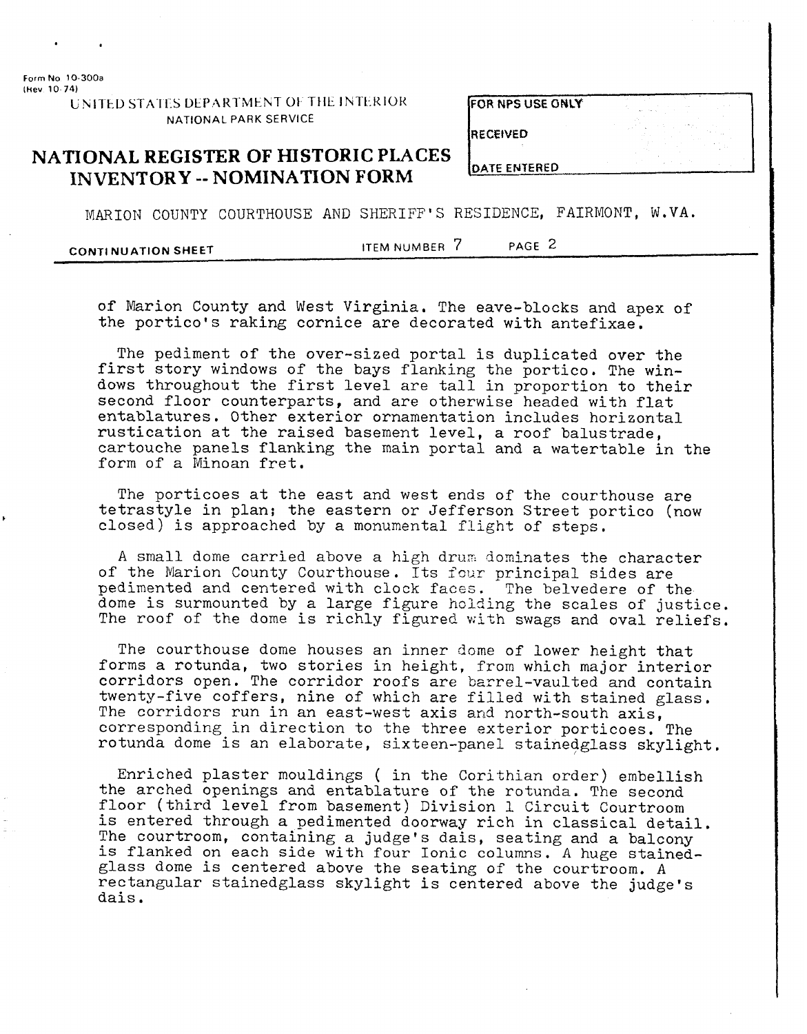MARION COUNTY COURTHOUSE AND SHERIFF'S RESIDENCE, FAIRMONT, W.VA.

of Marion County and West Virginia. The eave-blocks and apex of the portico's raking cornice are decorated with antefixae.

The pediment of the over-sized portal is duplicated over the first story windows of the bays flanking the portico. The windows throughout the first level are tall in proportion to their second floor counterparts, and are otherwise headed with flat entablatures. Other exterior ornamentation includes horizontal rustication at the raised basement level, a roof balustrade, cartouche panels flanking the main portal and a watertable in the form of a Minoan fret.

The porticoes at the east and west ends of the courthouse are tetrastyle in plan; the eastern or Jefferson Street portico (now closed) is approached by a monumental flight of steps.

A small dome carried above a high drum dominates the character of the Marion County Courthouse. Its four principal sides are pedimented and centered with clock faces. The belvedere of the dome is surmounted by a large figure holding the scales of justice. The roof of the dome is richly figured with swags and oval reliefs.

The courthouse dome houses an inner dome of lower height that forms a rotunda, two stories in height, from which major interior corridors open. The corridor roofs are barrel-vaulted and contain twenty-five coffers, nine of which are filled with stained glass. The corridors run in an east-west axis and north-south axis, corresponding in direction to the three exterior porticoes. The rotunda dome is an elaborate, sixteen-panel stainedglass skylight.

Enriched plaster mouldings ( in the Corithian order) embellish the arched openings and entablature of the rotunda. The second floor (third level from basement) Division 1 Circuit Courtroom is entered through a pedimented doorway rich in classical detail. The courtroom, containing a judge's dais, seating and a balcony is flanked on each side with four Ionic columns. A huge stained-glass dome is centered above the seating of the courtroom. A rectangular stainedglass skylight is centered above the judge's dais.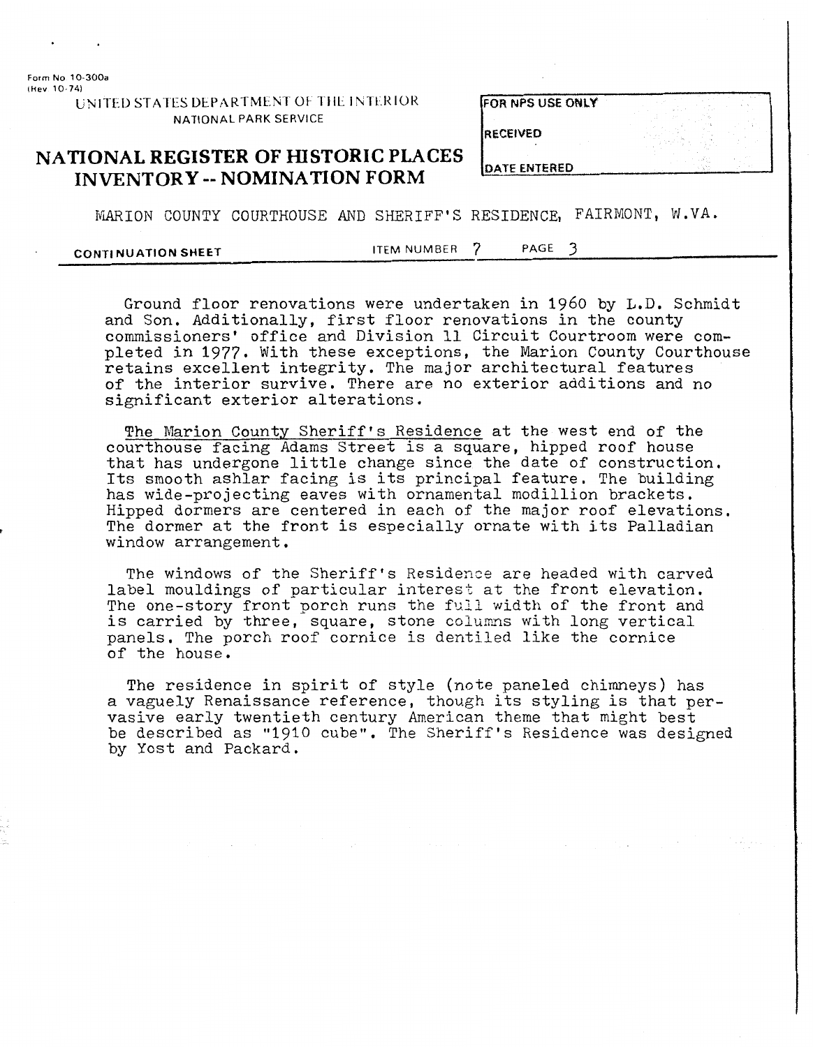Ground floor renovations were undertaken in 1960 by L.D. Schmidt and Son. Additionally, first floor renovations in the county commissioners' office and Division 11 Circuit Courtroom were completed in 1977. With these exceptions, the Marion County Courthouse retains excellent integrity. The major architectural features of the interior survive. There are no exterior additions and no significant exterior alterations.

The Marion County Sheriff's Residence at the west end of the courthouse facing Adams Street is a square, hipped roof house that has undergone little change since the date of construction. Its smooth ashlar facing is its principal feature. The building has wide-projecting eaves with ornamental modillion brackets. Hipped dormers are centered in each of the major roof elevations. The dormer at the front is especially ornate with its Palladian window arrangement.

The windows of the Sheriff's Residence are headed with carved label mouldings of particular interest at the front elevation. The one-story front porch runs the full width of the front and is carried by three, square, stone columns with long vertical panels. The porch roof cornice is dentiled like the cornice of the house.

The residence in spirit of style (note paneled chimneys) has a vaguely Renaissance reference, though its styling is that pervasive early twentieth century American theme that might best be described as "1910 cube". The Sheriff's Residence was designed by Yost and Packard.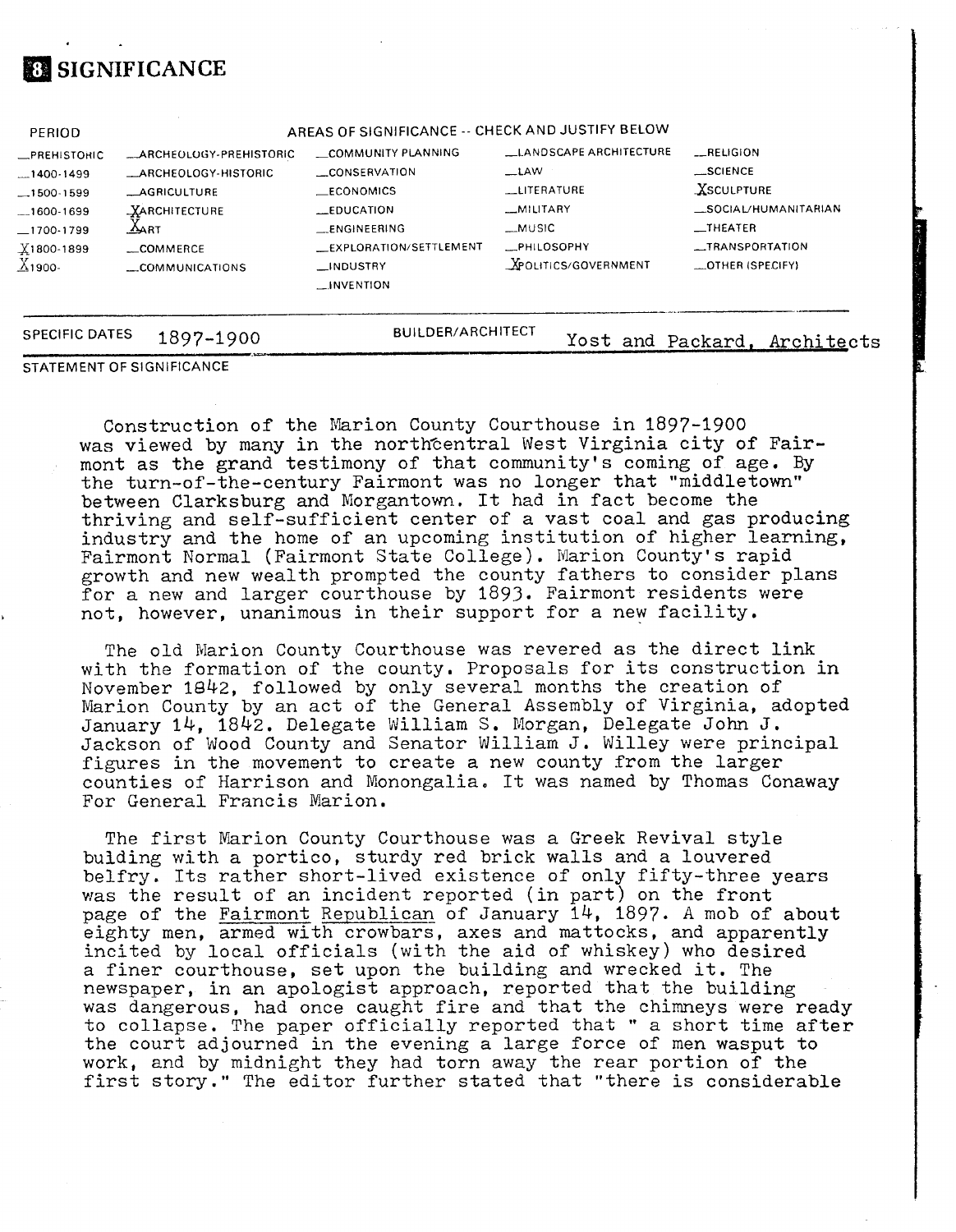## 8 SIGNIFICANCE

| PERIOD | AREAS OF SIGNIFICANCE -- CHECK AND JUSTIFY BELOW | | | |
|---|---|---|---|---|
| __PREHISTORIC | __ARCHEOLOGY-PREHISTORIC | __COMMUNITY PLANNING | __LANDSCAPE ARCHITECTURE | __RELIGION |
| __1400-1499 | __ARCHEOLOGY-HISTORIC | __CONSERVATION | __LAW | __SCIENCE |
| __1500-1599 | __AGRICULTURE | __ECONOMICS | __LITERATURE | X SCULPTURE |
| __1600-1699 | X ARCHITECTURE | __EDUCATION | __MILITARY | __SOCIAL/HUMANITARIAN |
| __1700-1799 | X ART | __ENGINEERING | __MUSIC | __THEATER |
| X 1800-1899 | __COMMERCE | __EXPLORATION/SETTLEMENT | __PHILOSOPHY | __TRANSPORTATION |
| X 1900- | __COMMUNICATIONS | __INDUSTRY | X POLITICS/GOVERNMENT | __OTHER (SPECIFY) |
| | | __INVENTION | | |

SPECIFIC DATES 1897-1900 BUILDER/ARCHITECT Yost and Packard, Architects

STATEMENT OF SIGNIFICANCE

Construction of the Marion County Courthouse in 1897-1900 was viewed by many in the northcentral West Virginia city of Fairmont as the grand testimony of that community's coming of age. By the turn-of-the-century Fairmont was no longer that "middletown" between Clarksburg and Morgantown. It had in fact become the thriving and self-sufficient center of a vast coal and gas producing industry and the home of an upcoming institution of higher learning, Fairmont Normal (Fairmont State College). Marion County's rapid growth and new wealth prompted the county fathers to consider plans for a new and larger courthouse by 1893. Fairmont residents were not, however, unanimous in their support for a new facility.

The old Marion County Courthouse was revered as the direct link with the formation of the county. Proposals for its construction in November 1842, followed by only several months the creation of Marion County by an act of the General Assembly of Virginia, adopted January 14, 1842. Delegate William S. Morgan, Delegate John J. Jackson of Wood County and Senator William J. Willey were principal figures in the movement to create a new county from the larger counties of Harrison and Monongalia. It was named by Thomas Conaway For General Francis Marion.

The first Marion County Courthouse was a Greek Revival style bulding with a portico, sturdy red brick walls and a louvered belfry. Its rather short-lived existence of only fifty-three years was the result of an incident reported (in part) on the front page of the Fairmont Republican of January 14, 1897. A mob of about eighty men, armed with crowbars, axes and mattocks, and apparently incited by local officials (with the aid of whiskey) who desired a finer courthouse, set upon the building and wrecked it. The newspaper, in an apologist approach, reported that the building was dangerous, had once caught fire and that the chimneys were ready to collapse. The paper officially reported that " a short time after the court adjourned in the evening a large force of men wasput to work, and by midnight they had torn away the rear portion of the first story." The editor further stated that "there is considerable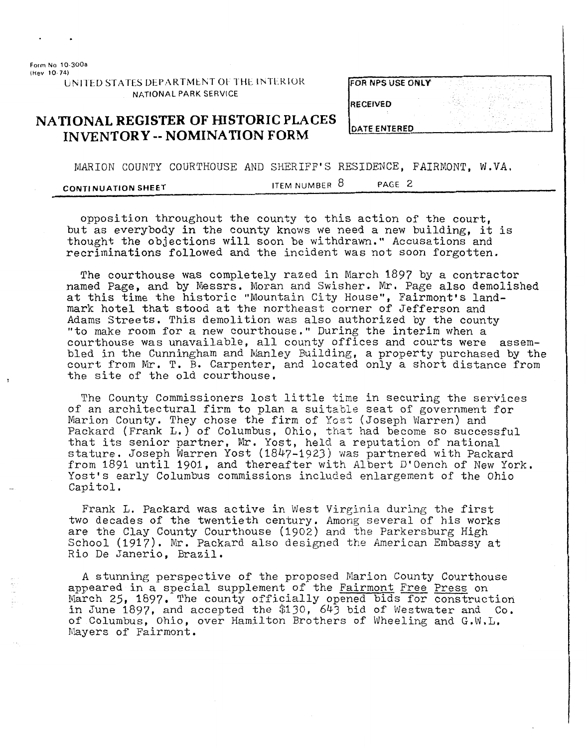Form No 10-300a
(Rev 10-74)

UNITED STATES DEPARTMENT OF THE INTERIOR
NATIONAL PARK SERVICE

# NATIONAL REGISTER OF HISTORIC PLACES
# INVENTORY -- NOMINATION FORM

| FOR NPS USE ONLY |
| --- |
| RECEIVED |
| DATE ENTERED |

MARION COUNTY COURTHOUSE AND SHERIFF'S RESIDENCE, FAIRMONT, W.VA.

**CONTINUATION SHEET** ITEM NUMBER 8 PAGE 2

opposition throughout the county to this action of the court, but as everybody in the county knows we need a new building, it is thought the objections will soon be withdrawn." Accusations and recriminations followed and the incident was not soon forgotten.

The courthouse was completely razed in March 1897 by a contractor named Page, and by Messrs. Moran and Swisher. Mr. Page also demolished at this time the historic "Mountain City House", Fairmont's landmark hotel that stood at the northeast corner of Jefferson and Adams Streets. This demolition was also authorized by the county "to make room for a new courthouse." During the interim when a courthouse was unavailable, all county offices and courts were assembled in the Cunningham and Manley Building, a property purchased by the court from Mr. T. B. Carpenter, and located only a short distance from the site of the old courthouse.

The County Commissioners lost little time in securing the services of an architectural firm to plan a suitable seat of government for Marion County. They chose the firm of Yost (Joseph Warren) and Packard (Frank L.) of Columbus, Ohio, that had become so successful that its senior partner, Mr. Yost, held a reputation of national stature. Joseph Warren Yost (1847-1923) was partnered with Packard from 1891 until 1901, and thereafter with Albert D'Oench of New York. Yost's early Columbus commissions included enlargement of the Ohio Capitol.

Frank L. Packard was active in West Virginia during the first two decades of the twentieth century. Among several of his works are the Clay County Courthouse (1902) and the Parkersburg High School (1917). Mr. Packard also designed the American Embassy at Rio De Janerio, Brazil.

A stunning perspective of the proposed Marion County Courthouse appeared in a special supplement of the Fairmont Free Press on March 25, 1897. The county officially opened bids for construction in June 1897, and accepted the $130, 643 bid of Westwater and Co. of Columbus, Ohio, over Hamilton Brothers of Wheeling and G.W.L. Mayers of Fairmont.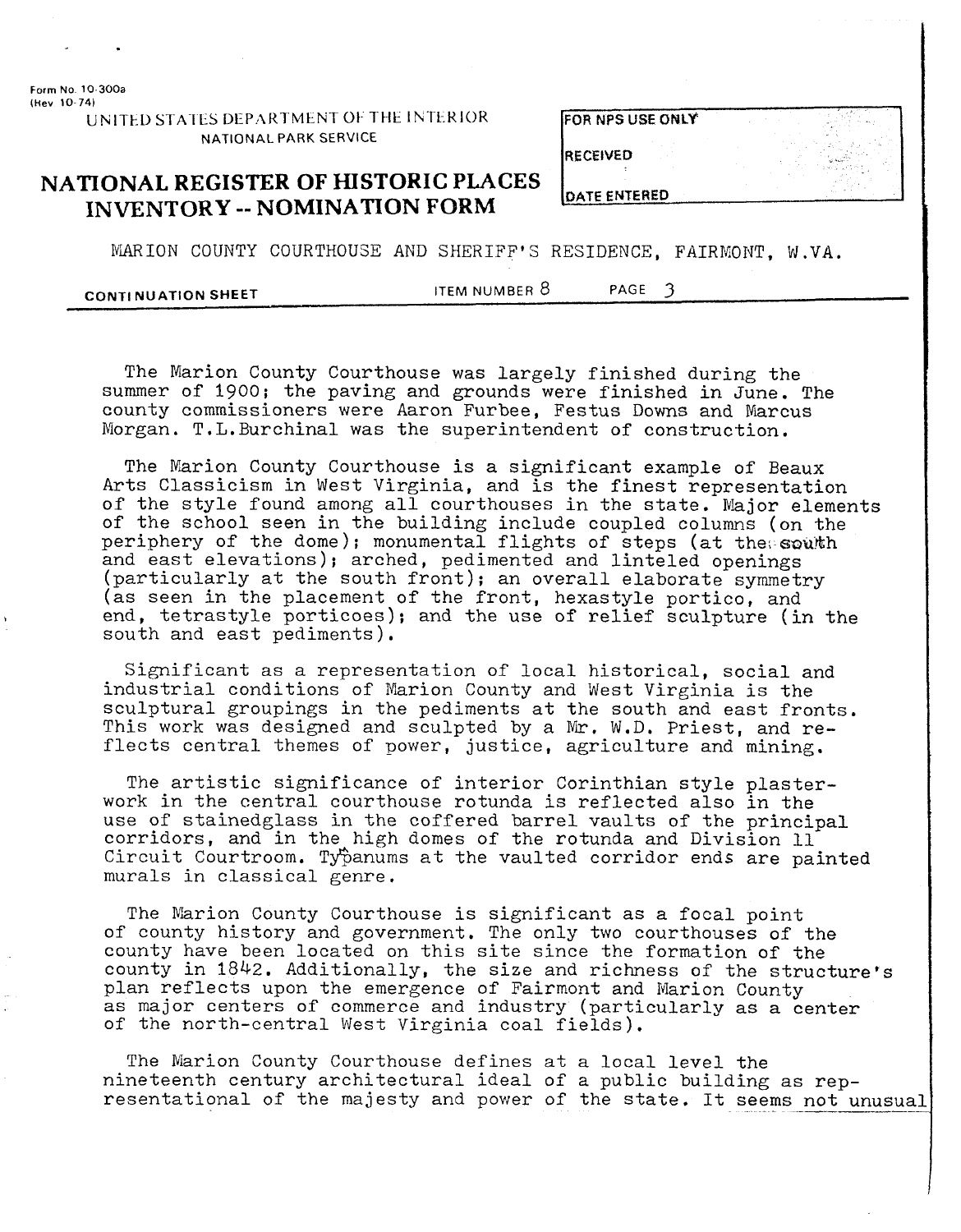MARION COUNTY COURTHOUSE AND SHERIFF'S RESIDENCE, FAIRMONT, W.VA.

CONTINUATION SHEET — ITEM NUMBER 8 — PAGE 3

The Marion County Courthouse was largely finished during the summer of 1900; the paving and grounds were finished in June. The county commissioners were Aaron Furbee, Festus Downs and Marcus Morgan. T.L.Burchinal was the superintendent of construction.

The Marion County Courthouse is a significant example of Beaux Arts Classicism in West Virginia, and is the finest representation of the style found among all courthouses in the state. Major elements of the school seen in the building include coupled columns (on the periphery of the dome); monumental flights of steps (at the south and east elevations); arched, pedimented and linteled openings (particularly at the south front); an overall elaborate symmetry (as seen in the placement of the front, hexastyle portico, and end, tetrastyle porticoes); and the use of relief sculpture (in the south and east pediments).

Significant as a representation of local historical, social and industrial conditions of Marion County and West Virginia is the sculptural groupings in the pediments at the south and east fronts. This work was designed and sculpted by a Mr. W.D. Priest, and reflects central themes of power, justice, agriculture and mining.

The artistic significance of interior Corinthian style plasterwork in the central courthouse rotunda is reflected also in the use of stainedglass in the coffered barrel vaults of the principal corridors, and in the high domes of the rotunda and Division 11 Circuit Courtroom. Typanums at the vaulted corridor ends are painted murals in classical genre.

The Marion County Courthouse is significant as a focal point of county history and government. The only two courthouses of the county have been located on this site since the formation of the county in 1842. Additionally, the size and richness of the structure's plan reflects upon the emergence of Fairmont and Marion County as major centers of commerce and industry (particularly as a center of the north-central West Virginia coal fields).

The Marion County Courthouse defines at a local level the nineteenth century architectural ideal of a public building as representational of the majesty and power of the state. It seems not unusual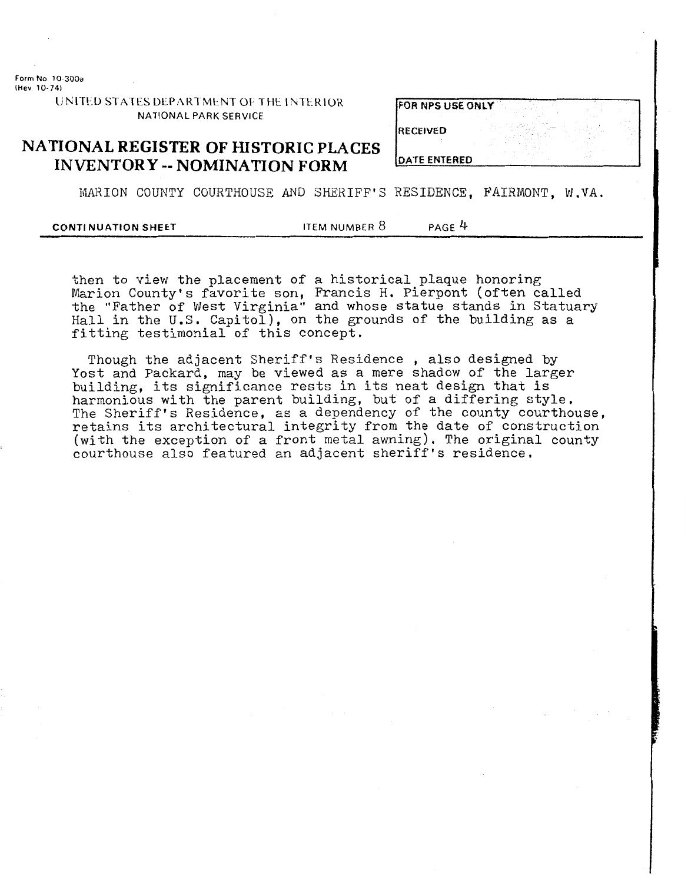then to view the placement of a historical plaque honoring Marion County's favorite son, Francis H. Pierpont (often called the "Father of West Virginia" and whose statue stands in Statuary Hall in the U.S. Capitol), on the grounds of the building as a fitting testimonial of this concept.

Though the adjacent Sheriff's Residence , also designed by Yost and Packard, may be viewed as a mere shadow of the larger building, its significance rests in its neat design that is harmonious with the parent building, but of a differing style. The Sheriff's Residence, as a dependency of the county courthouse, retains its architectural integrity from the date of construction (with the exception of a front metal awning). The original county courthouse also featured an adjacent sheriff's residence.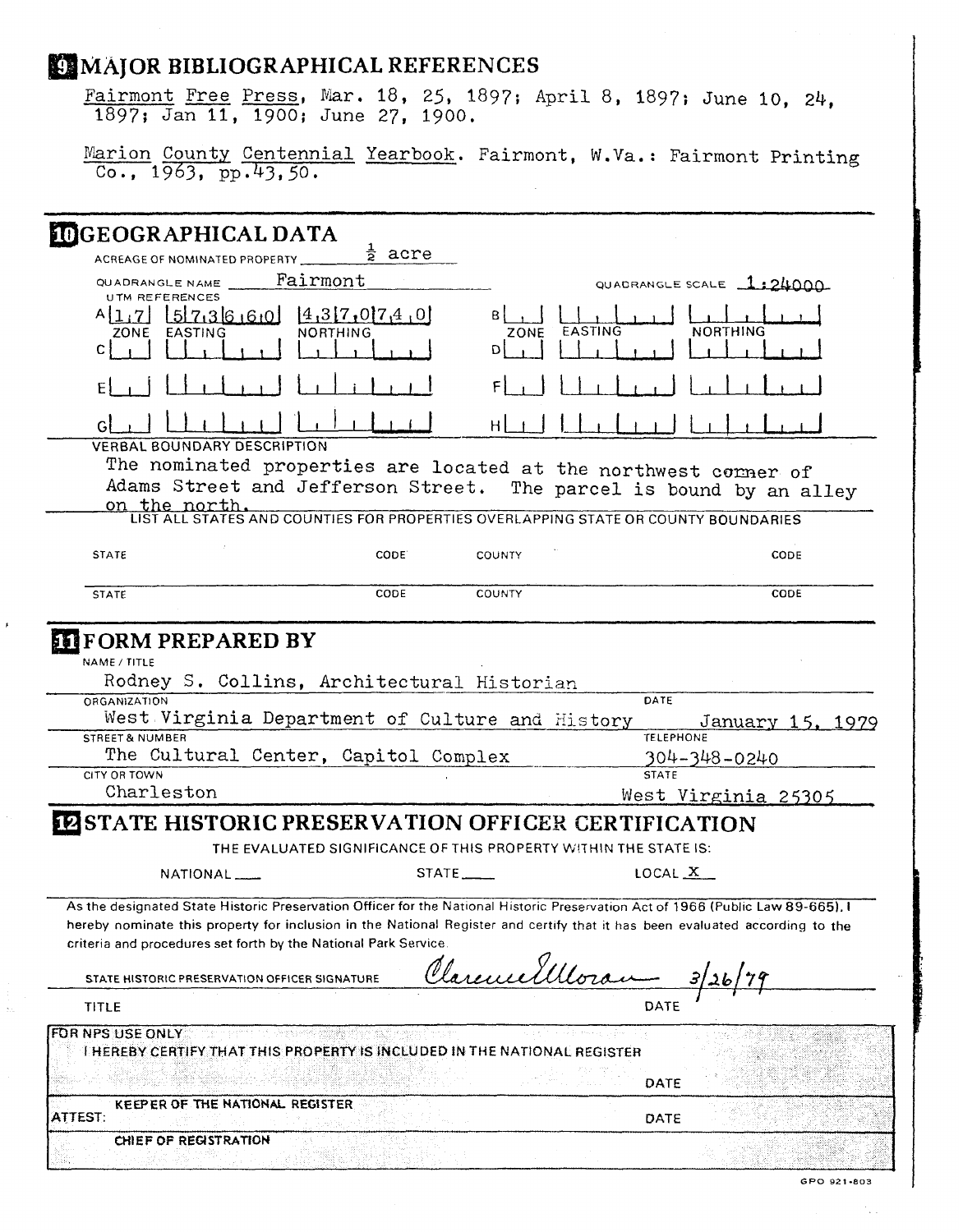## 9 MAJOR BIBLIOGRAPHICAL REFERENCES

Fairmont Free Press, Mar. 18, 25, 1897; April 8, 1897; June 10, 24, 1897; Jan 11, 1900; June 27, 1900.

Marion County Centennial Yearbook. Fairmont, W.Va.: Fairmont Printing Co., 1963, pp.43,50.

## 10 GEOGRAPHICAL DATA

ACREAGE OF NOMINATED PROPERTY ½ acre

QUADRANGLE NAME Fairmont

QUADRANGLE SCALE 1:24000

UTM REFERENCES

| | ZONE | EASTING | NORTHING | | ZONE | EASTING | NORTHING |
|---|---|---|---|---|---|---|---|
| A | 17 | 573660 | 4370740 | B | | | |
| C | | | | D | | | |
| E | | | | F | | | |
| G | | | | H | | | |

VERBAL BOUNDARY DESCRIPTION

The nominated properties are located at the northwest corner of Adams Street and Jefferson Street. The parcel is bound by an alley on the north.

LIST ALL STATES AND COUNTIES FOR PROPERTIES OVERLAPPING STATE OR COUNTY BOUNDARIES

| STATE | CODE | COUNTY | CODE |
|---|---|---|---|
| STATE | CODE | COUNTY | CODE |

## 11 FORM PREPARED BY

NAME / TITLE
Rodney S. Collins, Architectural Historian

ORGANIZATION
West Virginia Department of Culture and History

DATE
January 15, 1979

STREET & NUMBER
The Cultural Center, Capitol Complex

TELEPHONE
304-348-0240

CITY OR TOWN
Charleston

STATE
West Virginia 25305

## 12 STATE HISTORIC PRESERVATION OFFICER CERTIFICATION

THE EVALUATED SIGNIFICANCE OF THIS PROPERTY WITHIN THE STATE IS:

NATIONAL \_\_\_ STATE \_\_\_ LOCAL X

As the designated State Historic Preservation Officer for the National Historic Preservation Act of 1966 (Public Law 89-665), I hereby nominate this property for inclusion in the National Register and certify that it has been evaluated according to the criteria and procedures set forth by the National Park Service.

STATE HISTORIC PRESERVATION OFFICER SIGNATURE Clarence Moran

TITLE

DATE 3/26/79

FOR NPS USE ONLY
I HEREBY CERTIFY THAT THIS PROPERTY IS INCLUDED IN THE NATIONAL REGISTER

DATE

KEEPER OF THE NATIONAL REGISTER

ATTEST:

DATE

CHIEF OF REGISTRATION

GPO 921-803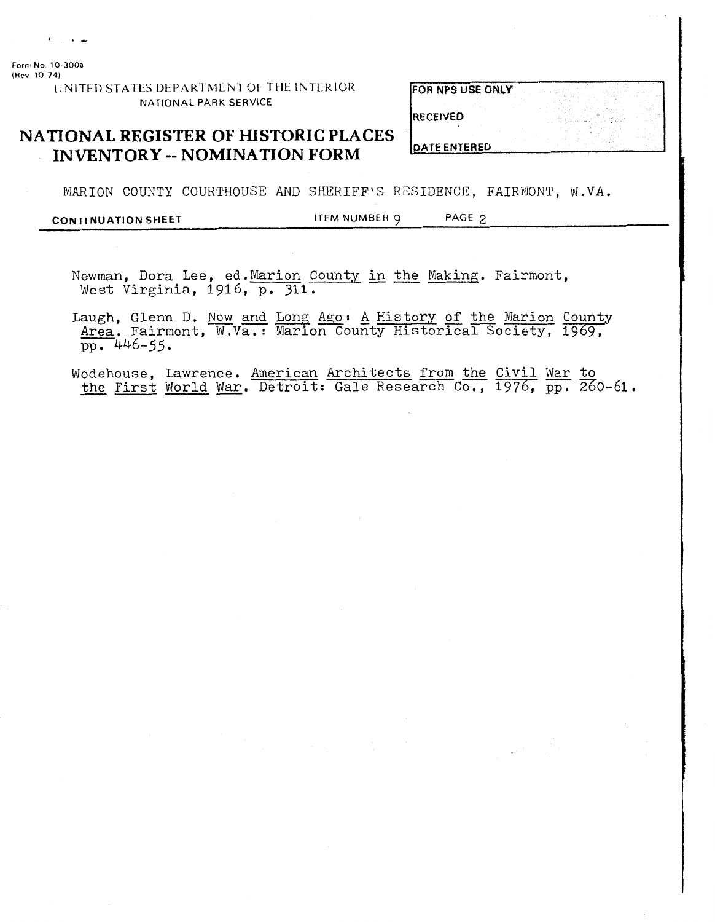Form No. 10-300a
(Rev. 10-74)

UNITED STATES DEPARTMENT OF THE INTERIOR
NATIONAL PARK SERVICE

# NATIONAL REGISTER OF HISTORIC PLACES INVENTORY -- NOMINATION FORM

| FOR NPS USE ONLY |
| --- |
| RECEIVED |
| DATE ENTERED |

MARION COUNTY COURTHOUSE AND SHERIFF'S RESIDENCE, FAIRMONT, W.VA.

**CONTINUATION SHEET** ITEM NUMBER 9 PAGE 2

Newman, Dora Lee, ed. Marion County in the Making. Fairmont, West Virginia, 1916, p. 311.

Laugh, Glenn D. Now and Long Ago: A History of the Marion County Area. Fairmont, W.Va.: Marion County Historical Society, 1969, pp. 446-55.

Wodehouse, Lawrence. American Architects from the Civil War to the First World War. Detroit: Gale Research Co., 1976, pp. 260-61.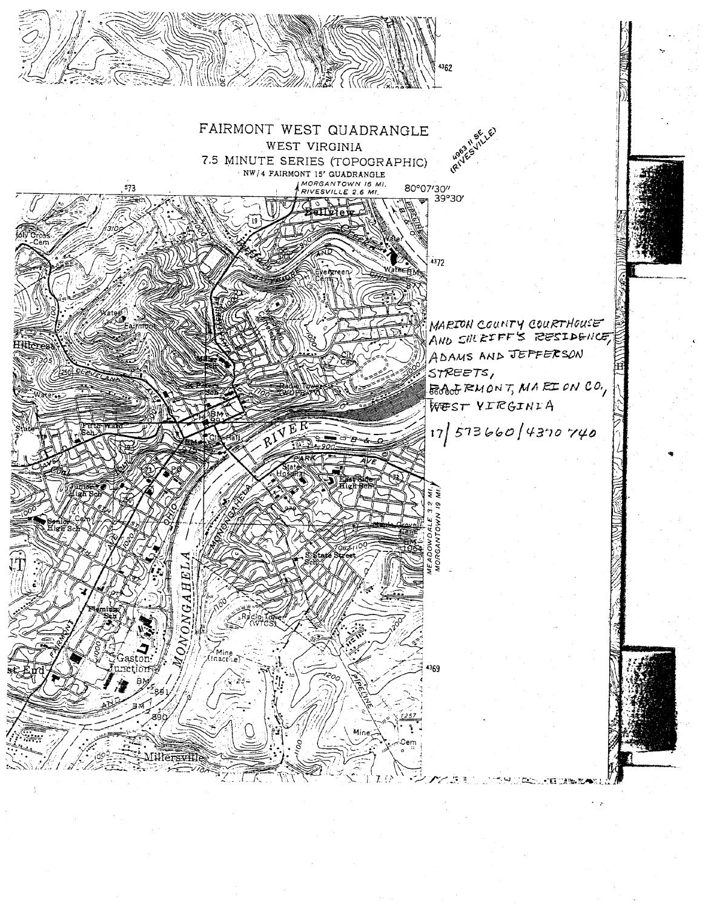# FAIRMONT WEST QUADRANGLE

WEST VIRGINIA

7.5 MINUTE SERIES (TOPOGRAPHIC)

NW/4 FAIRMONT 15' QUADRANGLE

4963 II SE (RIVESVILLE)

MORGANTOWN 16 MI.
RIVESVILLE 2.6 MI.

80°07'30"
39°30'

MARION COUNTY COURTHOUSE AND SHERIFF'S RESIDENCE, ADAMS AND JEFFERSON STREETS, FAIRMONT, MARION CO., WEST VIRGINIA

17/ 573660/4370 740

MEADOWDALE 3.2 MI.
MORGANTOWN 19 MI.